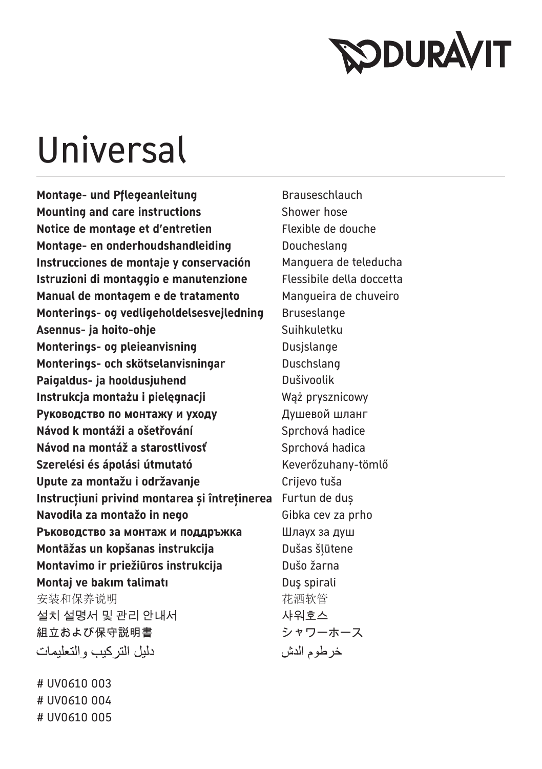DURAVIT

# Universal

| | |
|---|---|
| **Montage- und Pflegeanleitung** | Brauseschlauch |
| **Mounting and care instructions** | Shower hose |
| **Notice de montage et d'entretien** | Flexible de douche |
| **Montage- en onderhoudshandleiding** | Doucheslang |
| **Instrucciones de montaje y conservación** | Manguera de teleducha |
| **Istruzioni di montaggio e manutenzione** | Flessibile della doccetta |
| **Manual de montagem e de tratamento** | Mangueira de chuveiro |
| **Monterings- og vedligeholdelsesvejledning** | Bruseslange |
| **Asennus- ja hoito-ohje** | Suihkuletku |
| **Monterings- og pleieanvisning** | Dusjslange |
| **Monterings- och skötselanvisningar** | Duschslang |
| **Paigaldus- ja hooldusjuhend** | Dušivoolik |
| **Instrukcja montażu i pielęgnacji** | Wąż prysznicowy |
| **Руководство по монтажу и уходу** | Душевой шланг |
| **Návod k montáži a ošetřování** | Sprchová hadice |
| **Návod na montáž a starostlivosť** | Sprchová hadica |
| **Szerelési és ápolási útmutató** | Keverőzuhany-tömlő |
| **Upute za montažu i održavanje** | Crijevo tuša |
| **Instrucțiuni privind montarea și întreținerea** | Furtun de duș |
| **Navodila za montažo in nego** | Gibka cev za prho |
| **Ръководство за монтаж и поддръжка** | Шлаух за душ |
| **Montāžas un kopšanas instrukcija** | Dušas šļūtene |
| **Montavimo ir priežiūros instrukcija** | Dušo žarna |
| **Montaj ve bakım talimatı** | Duş spirali |
| 安装和保养说明 | 花洒软管 |
| 설치 설명서 및 관리 안내서 | 샤워호스 |
| 組立および保守説明書 | シャワーホース |
| دليل التركيب والتعليمات | خرطوم الدش |

# UV0610 003
# UV0610 004
# UV0610 005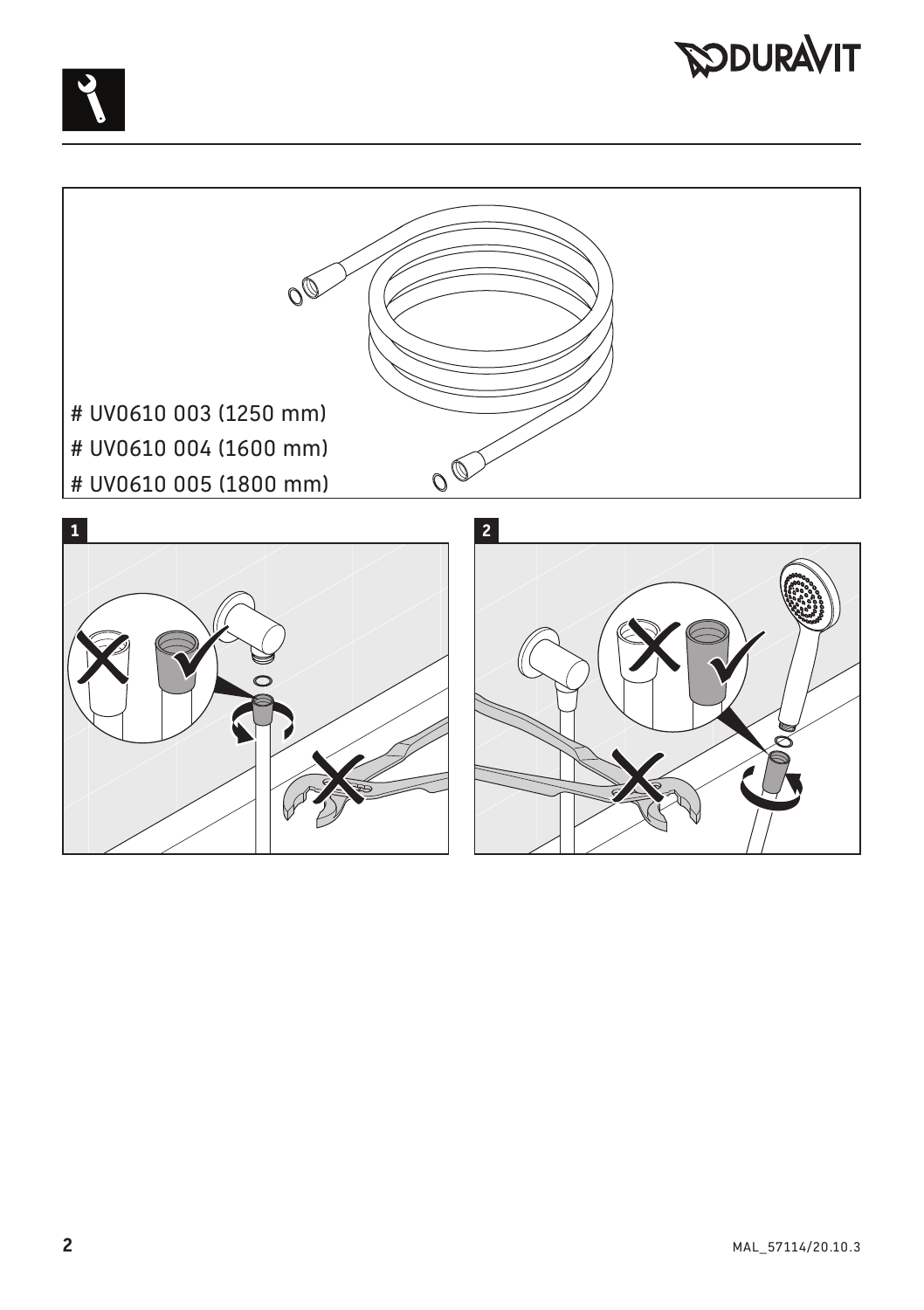# UV0610 003 (1250 mm)
# UV0610 004 (1600 mm)
# UV0610 005 (1800 mm)

1

2

MAL_57114/20.10.3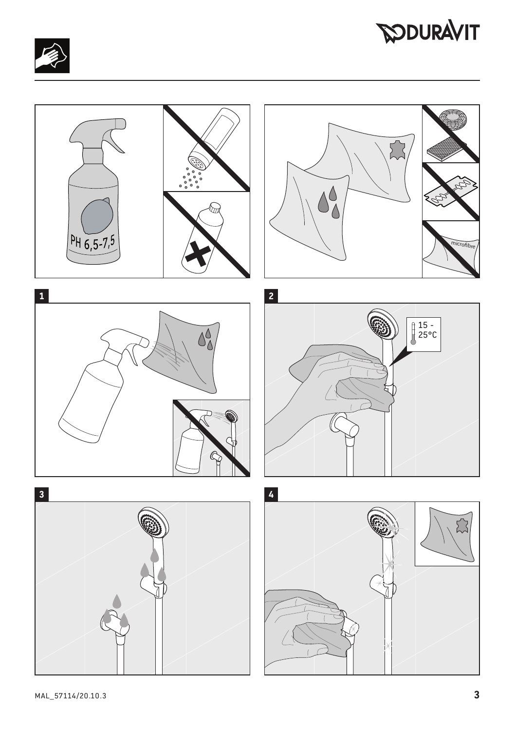PH 6,5-7,5

microfibre

1

2

15 - 25°C

3

4

MAL_57114/20.10.3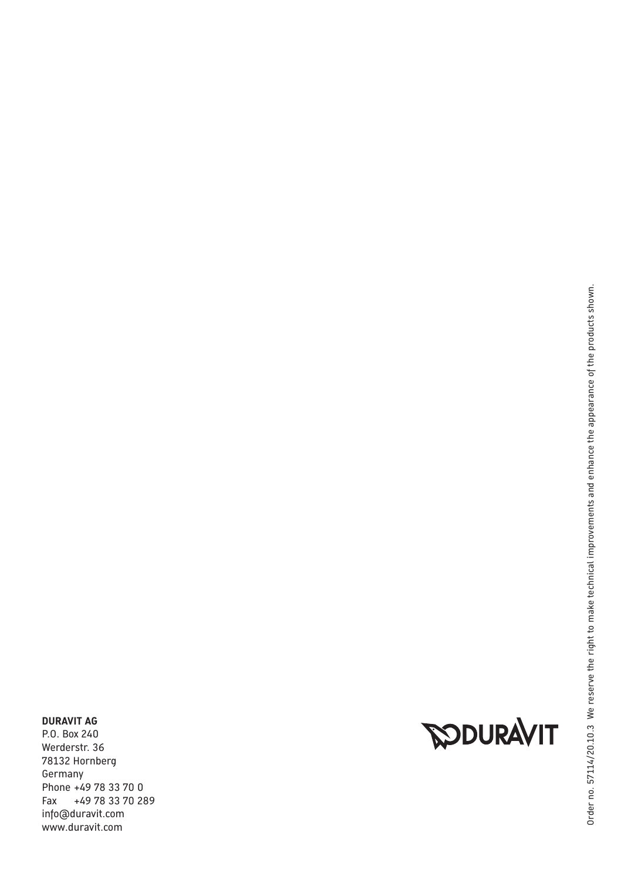**DURAVIT AG**
P.O. Box 240
Werderstr. 36
78132 Hornberg
Germany
Phone +49 78 33 70 0
Fax +49 78 33 70 289
info@duravit.com
www.duravit.com

DURAVIT

Order no. 57114/20.10.3 We reserve the right to make technical improvements and enhance the appearance of the products shown.